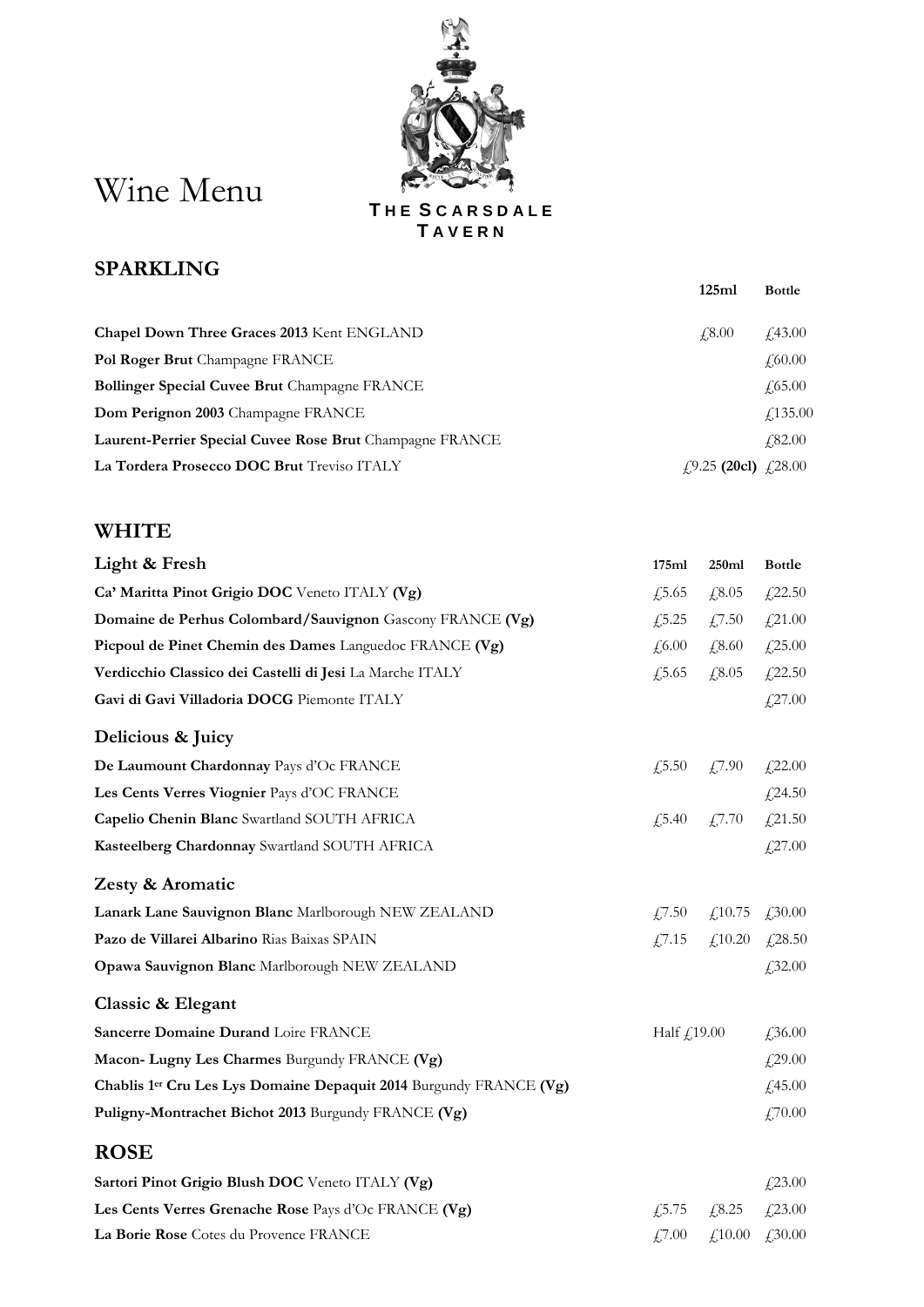# Wine Menu

THE SCARSDALE TAVERN

## SPARKLING

| | 125ml | Bottle |
|---|---|---|
| **Chapel Down Three Graces 2013** Kent ENGLAND | £8.00 | £43.00 |
| **Pol Roger Brut** Champagne FRANCE | | £60.00 |
| **Bollinger Special Cuvee Brut** Champagne FRANCE | | £65.00 |
| **Dom Perignon 2003** Champagne FRANCE | | £135.00 |
| **Laurent-Perrier Special Cuvee Rose Brut** Champagne FRANCE | | £82.00 |
| **La Tordera Prosecco DOC Brut** Treviso ITALY | £9.25 **(20cl)** | £28.00 |

## WHITE

### Light & Fresh

| | 175ml | 250ml | Bottle |
|---|---|---|---|
| **Ca' Maritta Pinot Grigio DOC** Veneto ITALY **(Vg)** | £5.65 | £8.05 | £22.50 |
| **Domaine de Perhus Colombard/Sauvignon** Gascony FRANCE **(Vg)** | £5.25 | £7.50 | £21.00 |
| **Picpoul de Pinet Chemin des Dames** Languedoc FRANCE **(Vg)** | £6.00 | £8.60 | £25.00 |
| **Verdicchio Classico dei Castelli di Jesi** La Marche ITALY | £5.65 | £8.05 | £22.50 |
| **Gavi di Gavi Villadoria DOCG** Piemonte ITALY | | | £27.00 |

### Delicious & Juicy

| | 175ml | 250ml | Bottle |
|---|---|---|---|
| **De Laumount Chardonnay** Pays d'Oc FRANCE | £5.50 | £7.90 | £22.00 |
| **Les Cents Verres Viognier** Pays d'OC FRANCE | | | £24.50 |
| **Capelio Chenin Blanc** Swartland SOUTH AFRICA | £5.40 | £7.70 | £21.50 |
| **Kasteelberg Chardonnay** Swartland SOUTH AFRICA | | | £27.00 |

### Zesty & Aromatic

| | 175ml | 250ml | Bottle |
|---|---|---|---|
| **Lanark Lane Sauvignon Blanc** Marlborough NEW ZEALAND | £7.50 | £10.75 | £30.00 |
| **Pazo de Villarei Albarino** Rias Baixas SPAIN | £7.15 | £10.20 | £28.50 |
| **Opawa Sauvignon Blanc** Marlborough NEW ZEALAND | | | £32.00 |

### Classic & Elegant

| | 175ml | 250ml | Bottle |
|---|---|---|---|
| **Sancerre Domaine Durand** Loire FRANCE | Half £19.00 | | £36.00 |
| **Macon- Lugny Les Charmes** Burgundy FRANCE **(Vg)** | | | £29.00 |
| **Chablis 1er Cru Les Lys Domaine Depaquit 2014** Burgundy FRANCE **(Vg)** | | | £45.00 |
| **Puligny-Montrachet Bichot 2013** Burgundy FRANCE **(Vg)** | | | £70.00 |

## ROSE

| | 175ml | 250ml | Bottle |
|---|---|---|---|
| **Sartori Pinot Grigio Blush DOC** Veneto ITALY **(Vg)** | | | £23.00 |
| **Les Cents Verres Grenache Rose** Pays d'Oc FRANCE **(Vg)** | £5.75 | £8.25 | £23.00 |
| **La Borie Rose** Cotes du Provence FRANCE | £7.00 | £10.00 | £30.00 |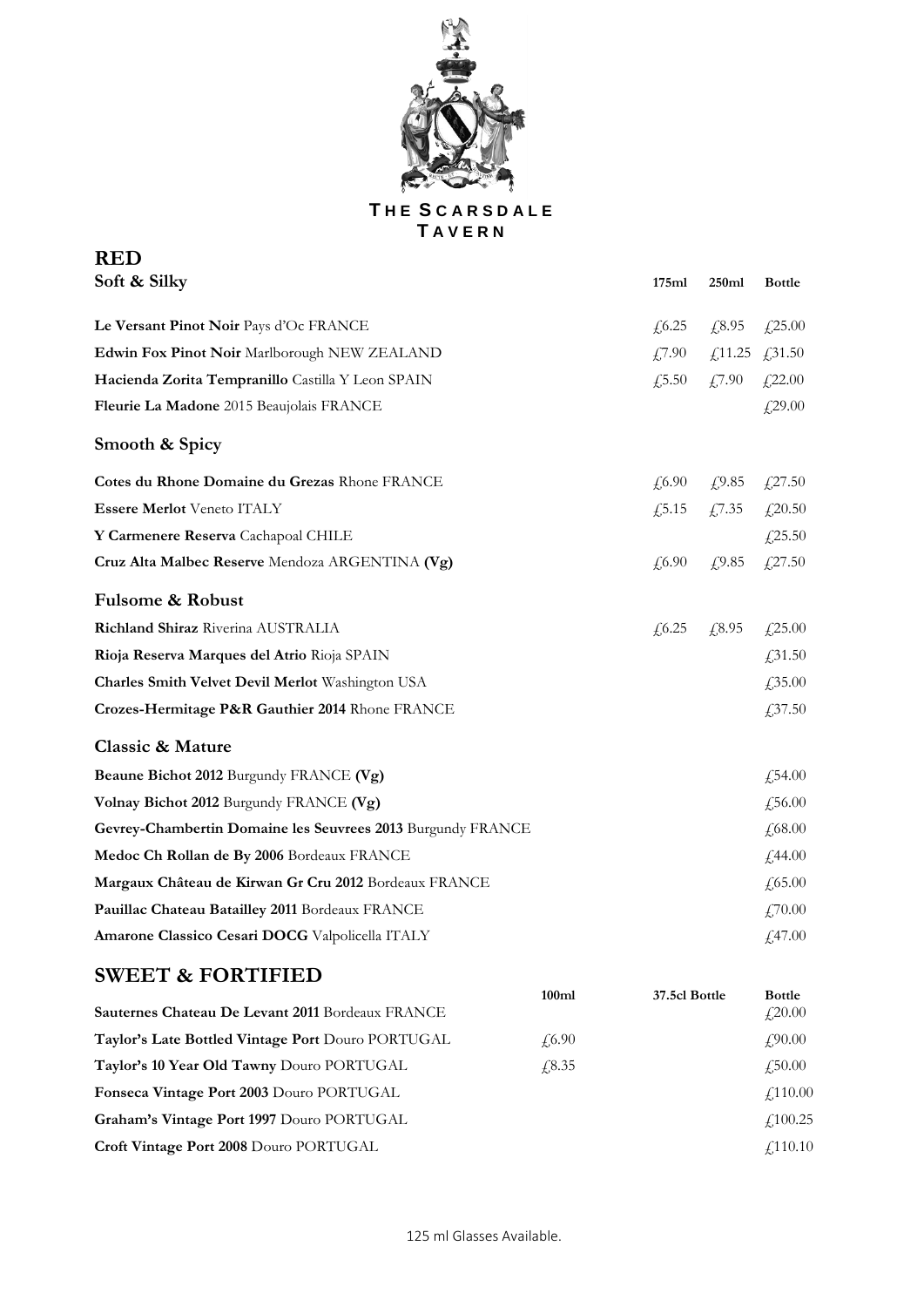# THE SCARSDALE TAVERN

## RED

| Soft & Silky | 175ml | 250ml | Bottle |
|---|---|---|---|
| **Le Versant Pinot Noir** Pays d'Oc FRANCE | £6.25 | £8.95 | £25.00 |
| **Edwin Fox Pinot Noir** Marlborough NEW ZEALAND | £7.90 | £11.25 | £31.50 |
| **Hacienda Zorita Tempranillo** Castilla Y Leon SPAIN | £5.50 | £7.90 | £22.00 |
| **Fleurie La Madone** 2015 Beaujolais FRANCE | | | £29.00 |

### Smooth & Spicy

| | | | |
|---|---|---|---|
| **Cotes du Rhone Domaine du Grezas** Rhone FRANCE | £6.90 | £9.85 | £27.50 |
| **Essere Merlot** Veneto ITALY | £5.15 | £7.35 | £20.50 |
| **Y Carmenere Reserva** Cachapoal CHILE | | | £25.50 |
| **Cruz Alta Malbec Reserve** Mendoza ARGENTINA **(Vg)** | £6.90 | £9.85 | £27.50 |

### Fulsome & Robust

| | | | |
|---|---|---|---|
| **Richland Shiraz** Riverina AUSTRALIA | £6.25 | £8.95 | £25.00 |
| **Rioja Reserva Marques del Atrio** Rioja SPAIN | | | £31.50 |
| **Charles Smith Velvet Devil Merlot** Washington USA | | | £35.00 |
| **Crozes-Hermitage P&R Gauthier 2014** Rhone FRANCE | | | £37.50 |

### Classic & Mature

| | |
|---|---|
| **Beaune Bichot 2012** Burgundy FRANCE **(Vg)** | £54.00 |
| **Volnay Bichot 2012** Burgundy FRANCE **(Vg)** | £56.00 |
| **Gevrey-Chambertin Domaine les Seuvrees 2013** Burgundy FRANCE | £68.00 |
| **Medoc Ch Rollan de By 2006** Bordeaux FRANCE | £44.00 |
| **Margaux Château de Kirwan Gr Cru 2012** Bordeaux FRANCE | £65.00 |
| **Pauillac Chateau Batailley 2011** Bordeaux FRANCE | £70.00 |
| **Amarone Classico Cesari DOCG** Valpolicella ITALY | £47.00 |

## SWEET & FORTIFIED

| | 100ml | 37.5cl Bottle | Bottle |
|---|---|---|---|
| **Sauternes Chateau De Levant 2011** Bordeaux FRANCE | | | £20.00 |
| **Taylor's Late Bottled Vintage Port** Douro PORTUGAL | £6.90 | | £90.00 |
| **Taylor's 10 Year Old Tawny** Douro PORTUGAL | £8.35 | | £50.00 |
| **Fonseca Vintage Port 2003** Douro PORTUGAL | | | £110.00 |
| **Graham's Vintage Port 1997** Douro PORTUGAL | | | £100.25 |
| **Croft Vintage Port 2008** Douro PORTUGAL | | | £110.10 |

125 ml Glasses Available.